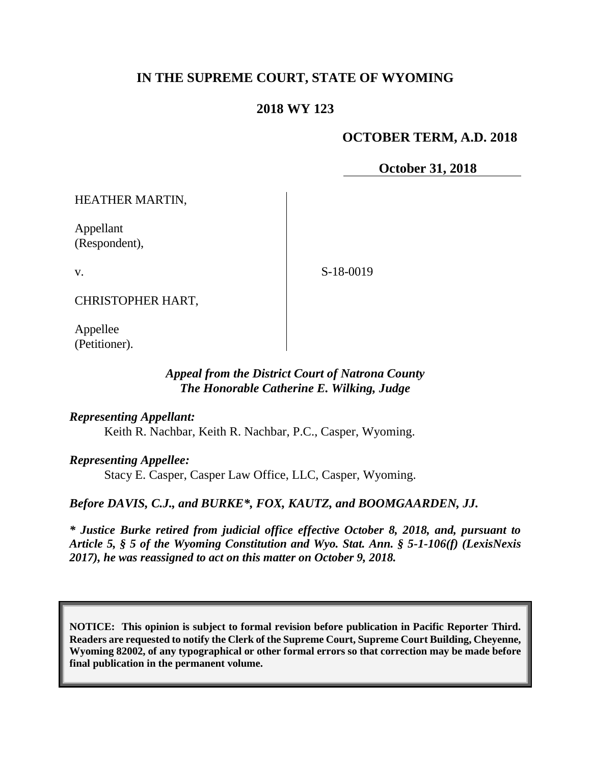# IN THE SUPREME COURT, STATE OF WYOMING

## 2018 WY 123

**OCTOBER TERM, A.D. 2018**

**October 31, 2018**

HEATHER MARTIN,

Appellant
(Respondent),

v.

CHRISTOPHER HART,

Appellee
(Petitioner).

S-18-0019

*Appeal from the District Court of Natrona County*
*The Honorable Catherine E. Wilking, Judge*

***Representing Appellant:***
Keith R. Nachbar, Keith R. Nachbar, P.C., Casper, Wyoming.

***Representing Appellee:***
Stacy E. Casper, Casper Law Office, LLC, Casper, Wyoming.

***Before DAVIS, C.J., and BURKE\*, FOX, KAUTZ, and BOOMGAARDEN, JJ.***

***\* Justice Burke retired from judicial office effective October 8, 2018, and, pursuant to Article 5, § 5 of the Wyoming Constitution and Wyo. Stat. Ann. § 5-1-106(f) (LexisNexis 2017), he was reassigned to act on this matter on October 9, 2018.***

**NOTICE: This opinion is subject to formal revision before publication in Pacific Reporter Third. Readers are requested to notify the Clerk of the Supreme Court, Supreme Court Building, Cheyenne, Wyoming 82002, of any typographical or other formal errors so that correction may be made before final publication in the permanent volume.**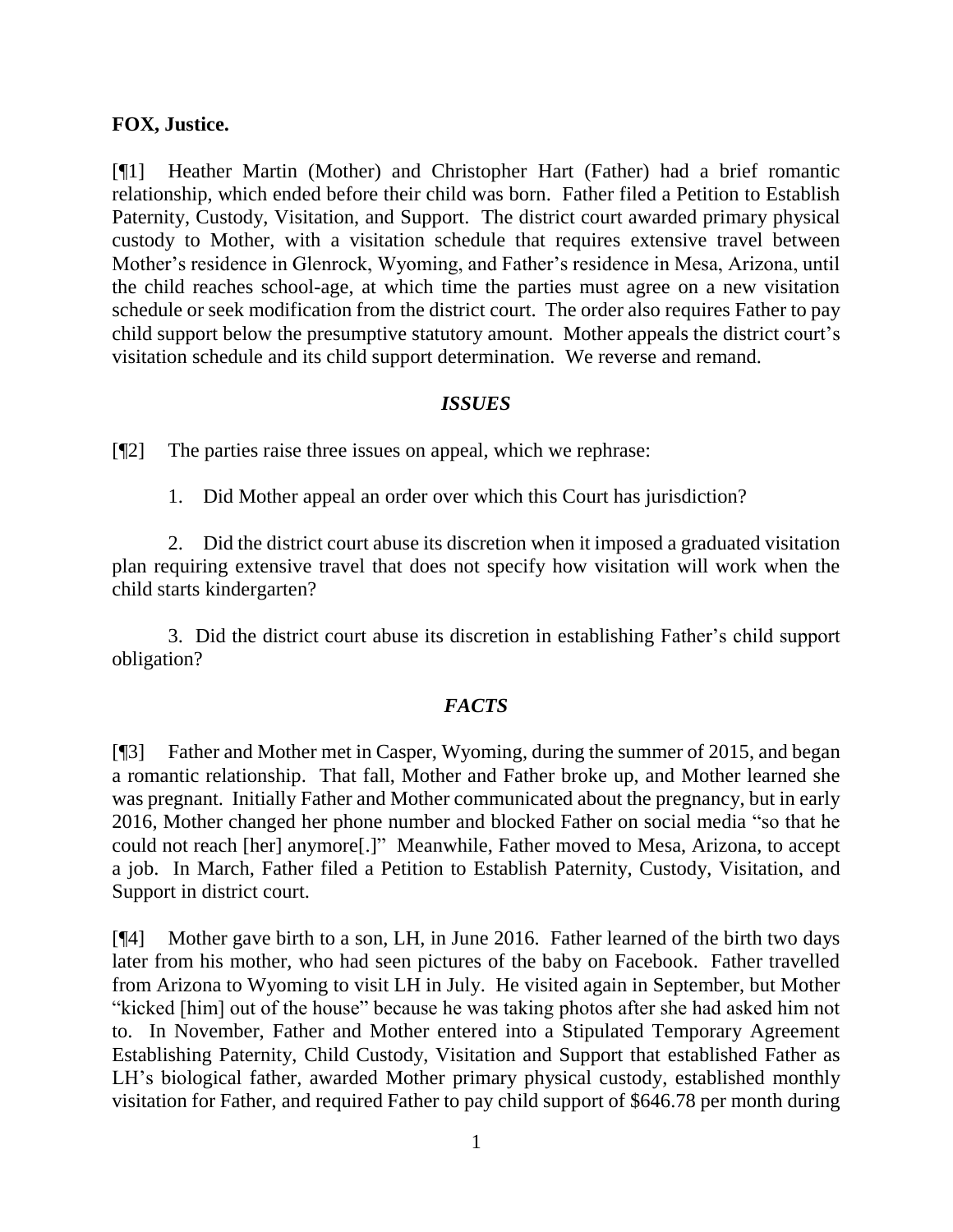**FOX, Justice.**

[¶1] Heather Martin (Mother) and Christopher Hart (Father) had a brief romantic relationship, which ended before their child was born. Father filed a Petition to Establish Paternity, Custody, Visitation, and Support. The district court awarded primary physical custody to Mother, with a visitation schedule that requires extensive travel between Mother's residence in Glenrock, Wyoming, and Father's residence in Mesa, Arizona, until the child reaches school-age, at which time the parties must agree on a new visitation schedule or seek modification from the district court. The order also requires Father to pay child support below the presumptive statutory amount. Mother appeals the district court's visitation schedule and its child support determination. We reverse and remand.

## *ISSUES*

[¶2] The parties raise three issues on appeal, which we rephrase:

1. Did Mother appeal an order over which this Court has jurisdiction?

2. Did the district court abuse its discretion when it imposed a graduated visitation plan requiring extensive travel that does not specify how visitation will work when the child starts kindergarten?

3. Did the district court abuse its discretion in establishing Father's child support obligation?

## *FACTS*

[¶3] Father and Mother met in Casper, Wyoming, during the summer of 2015, and began a romantic relationship. That fall, Mother and Father broke up, and Mother learned she was pregnant. Initially Father and Mother communicated about the pregnancy, but in early 2016, Mother changed her phone number and blocked Father on social media "so that he could not reach [her] anymore[.]" Meanwhile, Father moved to Mesa, Arizona, to accept a job. In March, Father filed a Petition to Establish Paternity, Custody, Visitation, and Support in district court.

[¶4] Mother gave birth to a son, LH, in June 2016. Father learned of the birth two days later from his mother, who had seen pictures of the baby on Facebook. Father travelled from Arizona to Wyoming to visit LH in July. He visited again in September, but Mother "kicked [him] out of the house" because he was taking photos after she had asked him not to. In November, Father and Mother entered into a Stipulated Temporary Agreement Establishing Paternity, Child Custody, Visitation and Support that established Father as LH's biological father, awarded Mother primary physical custody, established monthly visitation for Father, and required Father to pay child support of $646.78 per month during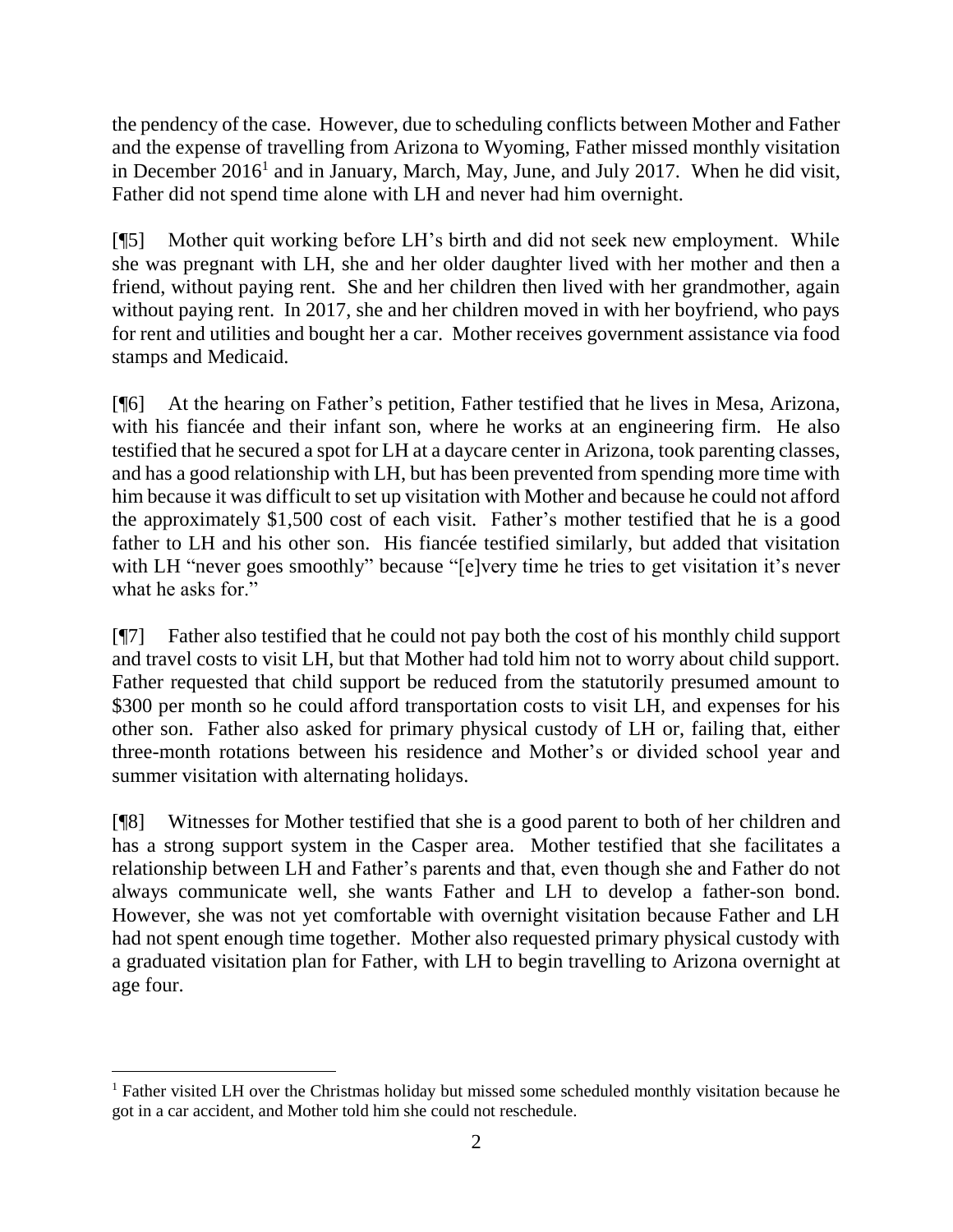the pendency of the case. However, due to scheduling conflicts between Mother and Father and the expense of travelling from Arizona to Wyoming, Father missed monthly visitation in December 2016[1] and in January, March, May, June, and July 2017. When he did visit, Father did not spend time alone with LH and never had him overnight.

[¶5] Mother quit working before LH's birth and did not seek new employment. While she was pregnant with LH, she and her older daughter lived with her mother and then a friend, without paying rent. She and her children then lived with her grandmother, again without paying rent. In 2017, she and her children moved in with her boyfriend, who pays for rent and utilities and bought her a car. Mother receives government assistance via food stamps and Medicaid.

[¶6] At the hearing on Father's petition, Father testified that he lives in Mesa, Arizona, with his fiancée and their infant son, where he works at an engineering firm. He also testified that he secured a spot for LH at a daycare center in Arizona, took parenting classes, and has a good relationship with LH, but has been prevented from spending more time with him because it was difficult to set up visitation with Mother and because he could not afford the approximately $1,500 cost of each visit. Father's mother testified that he is a good father to LH and his other son. His fiancée testified similarly, but added that visitation with LH "never goes smoothly" because "[e]very time he tries to get visitation it's never what he asks for."

[¶7] Father also testified that he could not pay both the cost of his monthly child support and travel costs to visit LH, but that Mother had told him not to worry about child support. Father requested that child support be reduced from the statutorily presumed amount to $300 per month so he could afford transportation costs to visit LH, and expenses for his other son. Father also asked for primary physical custody of LH or, failing that, either three-month rotations between his residence and Mother's or divided school year and summer visitation with alternating holidays.

[¶8] Witnesses for Mother testified that she is a good parent to both of her children and has a strong support system in the Casper area. Mother testified that she facilitates a relationship between LH and Father's parents and that, even though she and Father do not always communicate well, she wants Father and LH to develop a father-son bond. However, she was not yet comfortable with overnight visitation because Father and LH had not spent enough time together. Mother also requested primary physical custody with a graduated visitation plan for Father, with LH to begin travelling to Arizona overnight at age four.

---

[1] Father visited LH over the Christmas holiday but missed some scheduled monthly visitation because he got in a car accident, and Mother told him she could not reschedule.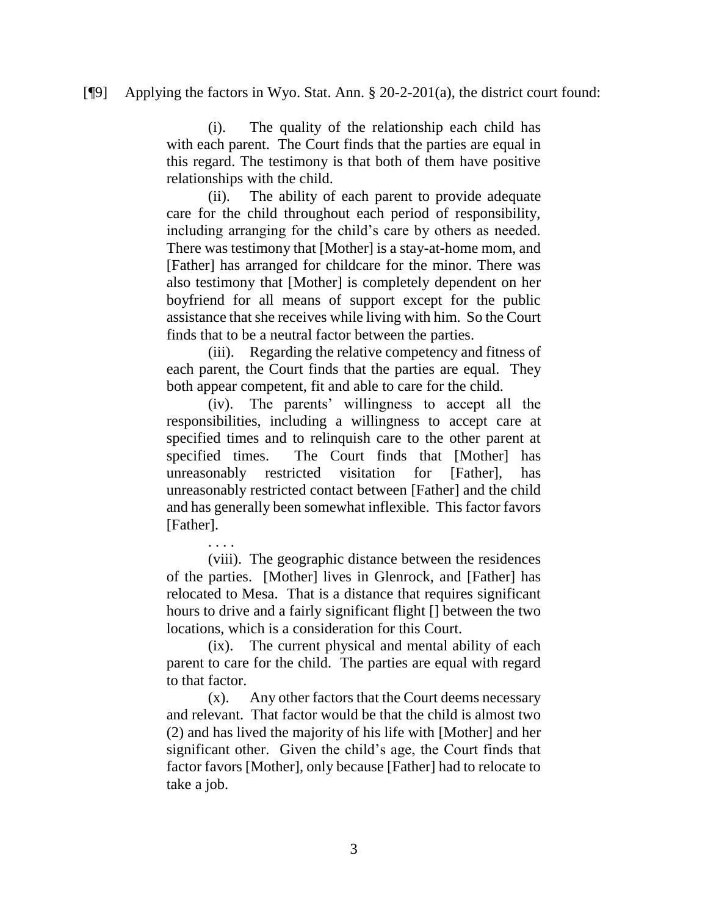[¶9] Applying the factors in Wyo. Stat. Ann. § 20-2-201(a), the district court found:

> (i). The quality of the relationship each child has with each parent. The Court finds that the parties are equal in this regard. The testimony is that both of them have positive relationships with the child.
>
> (ii). The ability of each parent to provide adequate care for the child throughout each period of responsibility, including arranging for the child's care by others as needed. There was testimony that [Mother] is a stay-at-home mom, and [Father] has arranged for childcare for the minor. There was also testimony that [Mother] is completely dependent on her boyfriend for all means of support except for the public assistance that she receives while living with him. So the Court finds that to be a neutral factor between the parties.
>
> (iii). Regarding the relative competency and fitness of each parent, the Court finds that the parties are equal. They both appear competent, fit and able to care for the child.
>
> (iv). The parents' willingness to accept all the responsibilities, including a willingness to accept care at specified times and to relinquish care to the other parent at specified times. The Court finds that [Mother] has unreasonably restricted visitation for [Father], has unreasonably restricted contact between [Father] and the child and has generally been somewhat inflexible. This factor favors [Father].
>
> . . . .
>
> (viii). The geographic distance between the residences of the parties. [Mother] lives in Glenrock, and [Father] has relocated to Mesa. That is a distance that requires significant hours to drive and a fairly significant flight [] between the two locations, which is a consideration for this Court.
>
> (ix). The current physical and mental ability of each parent to care for the child. The parties are equal with regard to that factor.
>
> (x). Any other factors that the Court deems necessary and relevant. That factor would be that the child is almost two (2) and has lived the majority of his life with [Mother] and her significant other. Given the child's age, the Court finds that factor favors [Mother], only because [Father] had to relocate to take a job.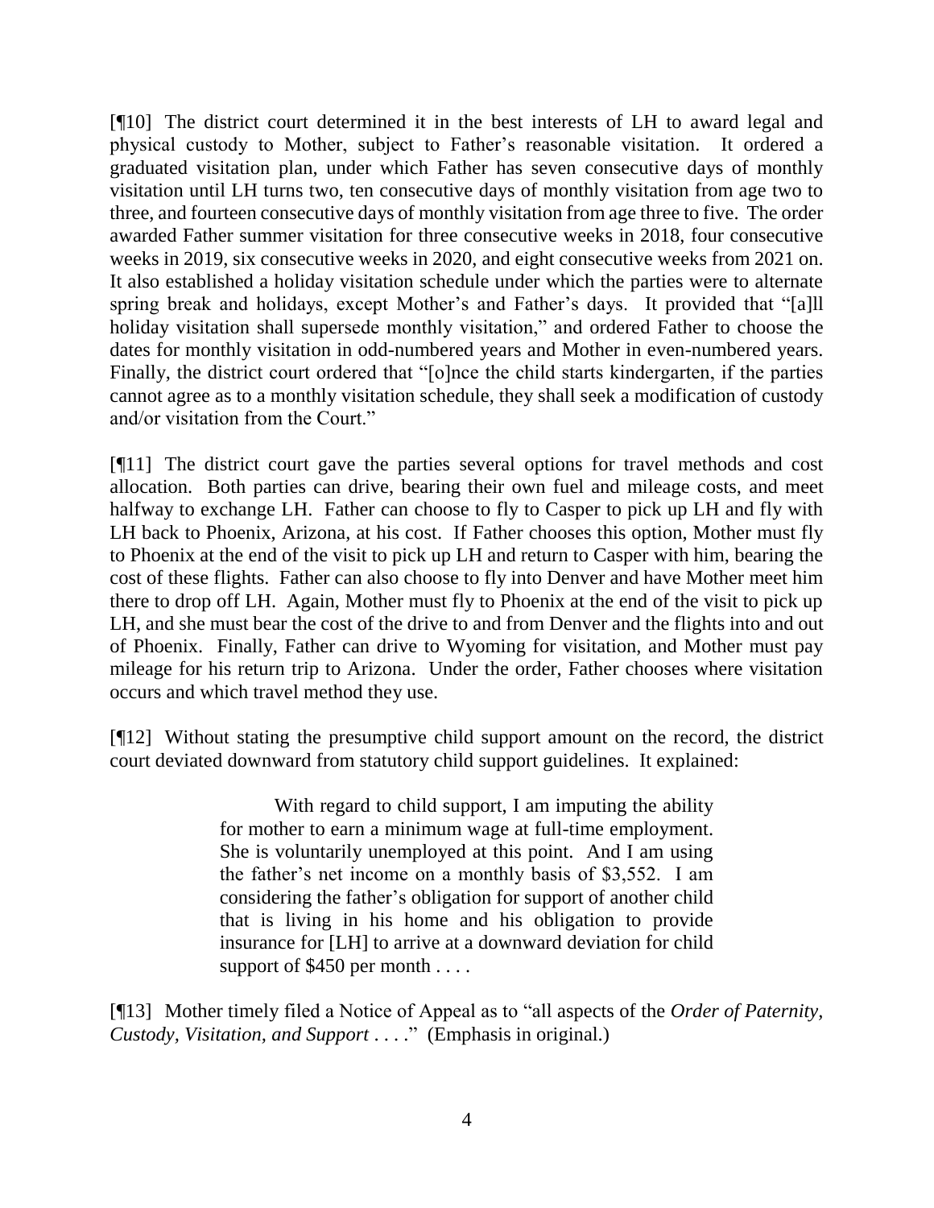[¶10] The district court determined it in the best interests of LH to award legal and physical custody to Mother, subject to Father's reasonable visitation. It ordered a graduated visitation plan, under which Father has seven consecutive days of monthly visitation until LH turns two, ten consecutive days of monthly visitation from age two to three, and fourteen consecutive days of monthly visitation from age three to five. The order awarded Father summer visitation for three consecutive weeks in 2018, four consecutive weeks in 2019, six consecutive weeks in 2020, and eight consecutive weeks from 2021 on. It also established a holiday visitation schedule under which the parties were to alternate spring break and holidays, except Mother's and Father's days. It provided that "[a]ll holiday visitation shall supersede monthly visitation," and ordered Father to choose the dates for monthly visitation in odd-numbered years and Mother in even-numbered years. Finally, the district court ordered that "[o]nce the child starts kindergarten, if the parties cannot agree as to a monthly visitation schedule, they shall seek a modification of custody and/or visitation from the Court."

[¶11] The district court gave the parties several options for travel methods and cost allocation. Both parties can drive, bearing their own fuel and mileage costs, and meet halfway to exchange LH. Father can choose to fly to Casper to pick up LH and fly with LH back to Phoenix, Arizona, at his cost. If Father chooses this option, Mother must fly to Phoenix at the end of the visit to pick up LH and return to Casper with him, bearing the cost of these flights. Father can also choose to fly into Denver and have Mother meet him there to drop off LH. Again, Mother must fly to Phoenix at the end of the visit to pick up LH, and she must bear the cost of the drive to and from Denver and the flights into and out of Phoenix. Finally, Father can drive to Wyoming for visitation, and Mother must pay mileage for his return trip to Arizona. Under the order, Father chooses where visitation occurs and which travel method they use.

[¶12] Without stating the presumptive child support amount on the record, the district court deviated downward from statutory child support guidelines. It explained:

> With regard to child support, I am imputing the ability for mother to earn a minimum wage at full-time employment. She is voluntarily unemployed at this point. And I am using the father's net income on a monthly basis of $3,552. I am considering the father's obligation for support of another child that is living in his home and his obligation to provide insurance for [LH] to arrive at a downward deviation for child support of $450 per month . . . .

[¶13] Mother timely filed a Notice of Appeal as to "all aspects of the *Order of Paternity, Custody, Visitation, and Support* . . . ." (Emphasis in original.)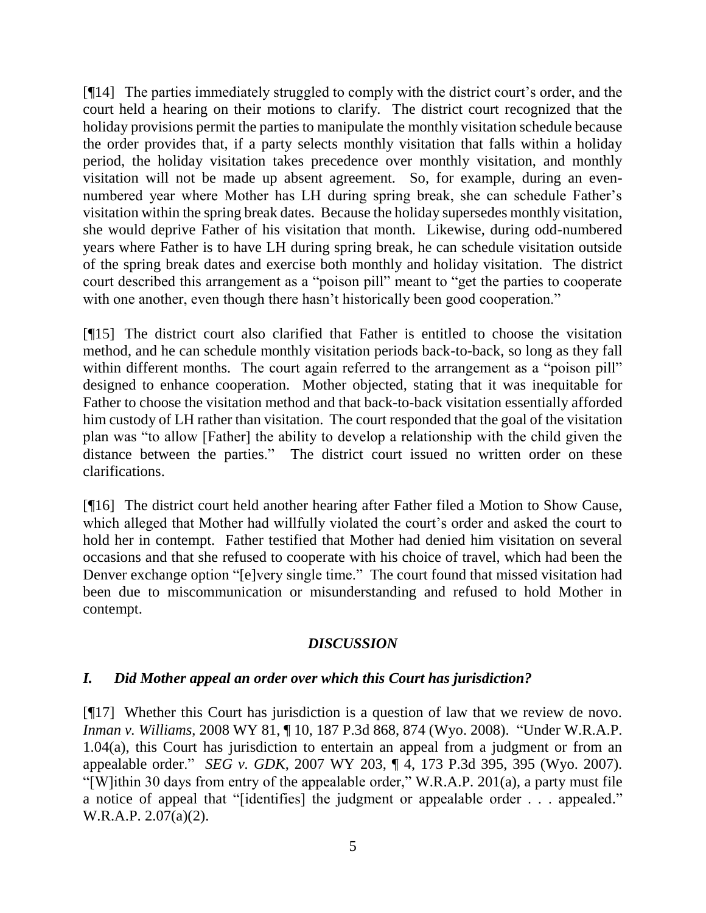[¶14] The parties immediately struggled to comply with the district court's order, and the court held a hearing on their motions to clarify. The district court recognized that the holiday provisions permit the parties to manipulate the monthly visitation schedule because the order provides that, if a party selects monthly visitation that falls within a holiday period, the holiday visitation takes precedence over monthly visitation, and monthly visitation will not be made up absent agreement. So, for example, during an even-numbered year where Mother has LH during spring break, she can schedule Father's visitation within the spring break dates. Because the holiday supersedes monthly visitation, she would deprive Father of his visitation that month. Likewise, during odd-numbered years where Father is to have LH during spring break, he can schedule visitation outside of the spring break dates and exercise both monthly and holiday visitation. The district court described this arrangement as a "poison pill" meant to "get the parties to cooperate with one another, even though there hasn't historically been good cooperation."

[¶15] The district court also clarified that Father is entitled to choose the visitation method, and he can schedule monthly visitation periods back-to-back, so long as they fall within different months. The court again referred to the arrangement as a "poison pill" designed to enhance cooperation. Mother objected, stating that it was inequitable for Father to choose the visitation method and that back-to-back visitation essentially afforded him custody of LH rather than visitation. The court responded that the goal of the visitation plan was "to allow [Father] the ability to develop a relationship with the child given the distance between the parties." The district court issued no written order on these clarifications.

[¶16] The district court held another hearing after Father filed a Motion to Show Cause, which alleged that Mother had willfully violated the court's order and asked the court to hold her in contempt. Father testified that Mother had denied him visitation on several occasions and that she refused to cooperate with his choice of travel, which had been the Denver exchange option "[e]very single time." The court found that missed visitation had been due to miscommunication or misunderstanding and refused to hold Mother in contempt.

## *DISCUSSION*

### *I. Did Mother appeal an order over which this Court has jurisdiction?*

[¶17] Whether this Court has jurisdiction is a question of law that we review de novo. *Inman v. Williams*, 2008 WY 81, ¶ 10, 187 P.3d 868, 874 (Wyo. 2008). "Under W.R.A.P. 1.04(a), this Court has jurisdiction to entertain an appeal from a judgment or from an appealable order." *SEG v. GDK*, 2007 WY 203, ¶ 4, 173 P.3d 395, 395 (Wyo. 2007). "[W]ithin 30 days from entry of the appealable order," W.R.A.P. 201(a), a party must file a notice of appeal that "[identifies] the judgment or appealable order . . . appealed." W.R.A.P. 2.07(a)(2).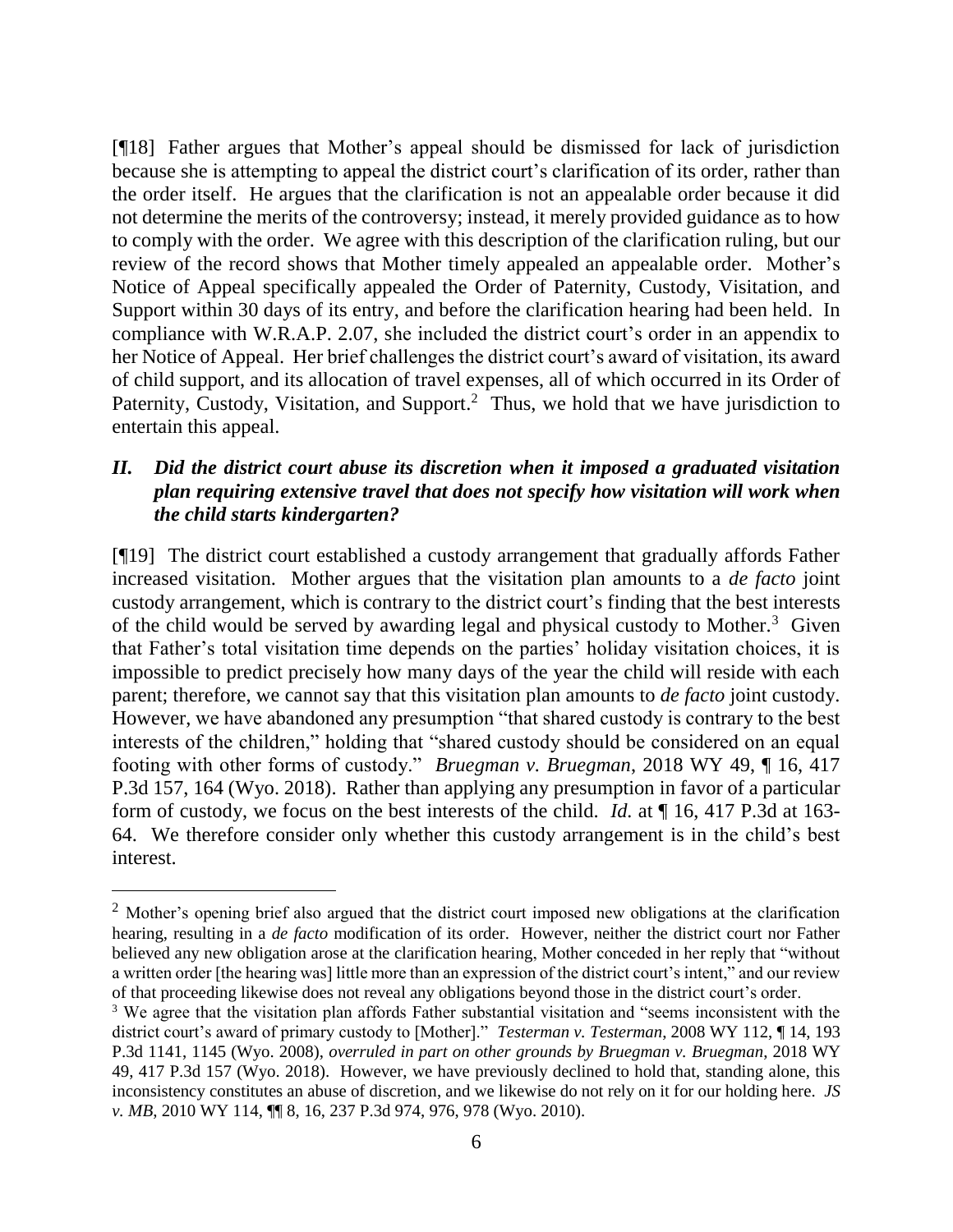[¶18] Father argues that Mother's appeal should be dismissed for lack of jurisdiction because she is attempting to appeal the district court's clarification of its order, rather than the order itself. He argues that the clarification is not an appealable order because it did not determine the merits of the controversy; instead, it merely provided guidance as to how to comply with the order. We agree with this description of the clarification ruling, but our review of the record shows that Mother timely appealed an appealable order. Mother's Notice of Appeal specifically appealed the Order of Paternity, Custody, Visitation, and Support within 30 days of its entry, and before the clarification hearing had been held. In compliance with W.R.A.P. 2.07, she included the district court's order in an appendix to her Notice of Appeal. Her brief challenges the district court's award of visitation, its award of child support, and its allocation of travel expenses, all of which occurred in its Order of Paternity, Custody, Visitation, and Support.[2] Thus, we hold that we have jurisdiction to entertain this appeal.

### *II. Did the district court abuse its discretion when it imposed a graduated visitation plan requiring extensive travel that does not specify how visitation will work when the child starts kindergarten?*

[¶19] The district court established a custody arrangement that gradually affords Father increased visitation. Mother argues that the visitation plan amounts to a *de facto* joint custody arrangement, which is contrary to the district court's finding that the best interests of the child would be served by awarding legal and physical custody to Mother.[3] Given that Father's total visitation time depends on the parties' holiday visitation choices, it is impossible to predict precisely how many days of the year the child will reside with each parent; therefore, we cannot say that this visitation plan amounts to *de facto* joint custody. However, we have abandoned any presumption "that shared custody is contrary to the best interests of the children," holding that "shared custody should be considered on an equal footing with other forms of custody." *Bruegman v. Bruegman*, 2018 WY 49, ¶ 16, 417 P.3d 157, 164 (Wyo. 2018). Rather than applying any presumption in favor of a particular form of custody, we focus on the best interests of the child. *Id.* at ¶ 16, 417 P.3d at 163-64. We therefore consider only whether this custody arrangement is in the child's best interest.

---

[2] Mother's opening brief also argued that the district court imposed new obligations at the clarification hearing, resulting in a *de facto* modification of its order. However, neither the district court nor Father believed any new obligation arose at the clarification hearing, Mother conceded in her reply that "without a written order [the hearing was] little more than an expression of the district court's intent," and our review of that proceeding likewise does not reveal any obligations beyond those in the district court's order.

[3] We agree that the visitation plan affords Father substantial visitation and "seems inconsistent with the district court's award of primary custody to [Mother]." *Testerman v. Testerman*, 2008 WY 112, ¶ 14, 193 P.3d 1141, 1145 (Wyo. 2008), *overruled in part on other grounds by Bruegman v. Bruegman*, 2018 WY 49, 417 P.3d 157 (Wyo. 2018). However, we have previously declined to hold that, standing alone, this inconsistency constitutes an abuse of discretion, and we likewise do not rely on it for our holding here. *JS v. MB*, 2010 WY 114, ¶¶ 8, 16, 237 P.3d 974, 976, 978 (Wyo. 2010).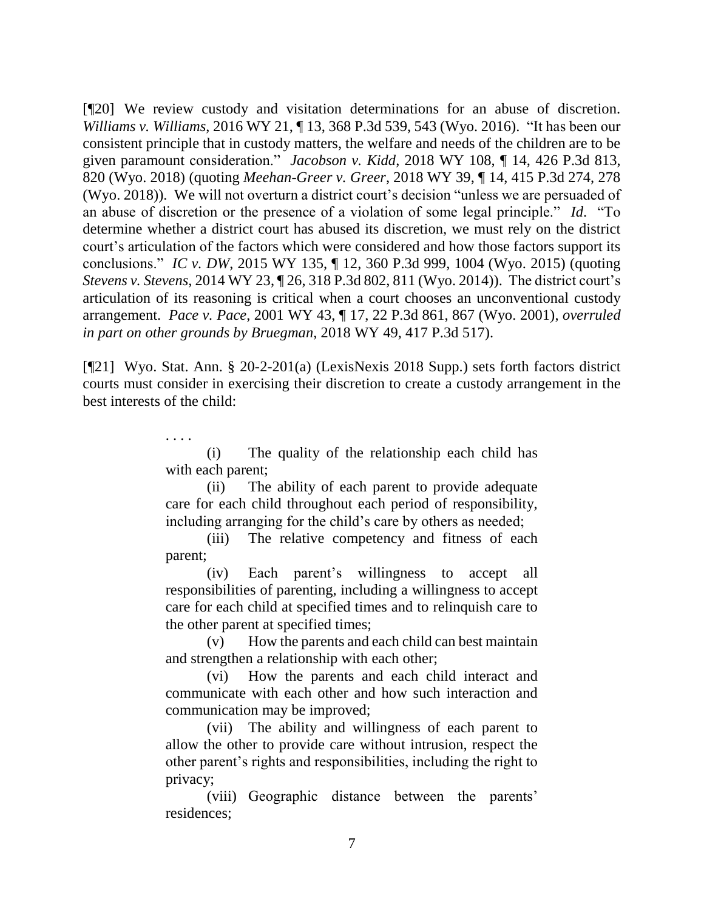[¶20] We review custody and visitation determinations for an abuse of discretion. *Williams v. Williams*, 2016 WY 21, ¶ 13, 368 P.3d 539, 543 (Wyo. 2016). "It has been our consistent principle that in custody matters, the welfare and needs of the children are to be given paramount consideration." *Jacobson v. Kidd*, 2018 WY 108, ¶ 14, 426 P.3d 813, 820 (Wyo. 2018) (quoting *Meehan-Greer v. Greer*, 2018 WY 39, ¶ 14, 415 P.3d 274, 278 (Wyo. 2018)). We will not overturn a district court's decision "unless we are persuaded of an abuse of discretion or the presence of a violation of some legal principle." *Id*. "To determine whether a district court has abused its discretion, we must rely on the district court's articulation of the factors which were considered and how those factors support its conclusions." *IC v. DW*, 2015 WY 135, ¶ 12, 360 P.3d 999, 1004 (Wyo. 2015) (quoting *Stevens v. Stevens*, 2014 WY 23, ¶ 26, 318 P.3d 802, 811 (Wyo. 2014)). The district court's articulation of its reasoning is critical when a court chooses an unconventional custody arrangement. *Pace v. Pace*, 2001 WY 43, ¶ 17, 22 P.3d 861, 867 (Wyo. 2001), *overruled in part on other grounds by Bruegman*, 2018 WY 49, 417 P.3d 517).

[¶21] Wyo. Stat. Ann. § 20-2-201(a) (LexisNexis 2018 Supp.) sets forth factors district courts must consider in exercising their discretion to create a custody arrangement in the best interests of the child:

> . . . .
>
> (i) The quality of the relationship each child has with each parent;
>
> (ii) The ability of each parent to provide adequate care for each child throughout each period of responsibility, including arranging for the child's care by others as needed;
>
> (iii) The relative competency and fitness of each parent;
>
> (iv) Each parent's willingness to accept all responsibilities of parenting, including a willingness to accept care for each child at specified times and to relinquish care to the other parent at specified times;
>
> (v) How the parents and each child can best maintain and strengthen a relationship with each other;
>
> (vi) How the parents and each child interact and communicate with each other and how such interaction and communication may be improved;
>
> (vii) The ability and willingness of each parent to allow the other to provide care without intrusion, respect the other parent's rights and responsibilities, including the right to privacy;
>
> (viii) Geographic distance between the parents' residences;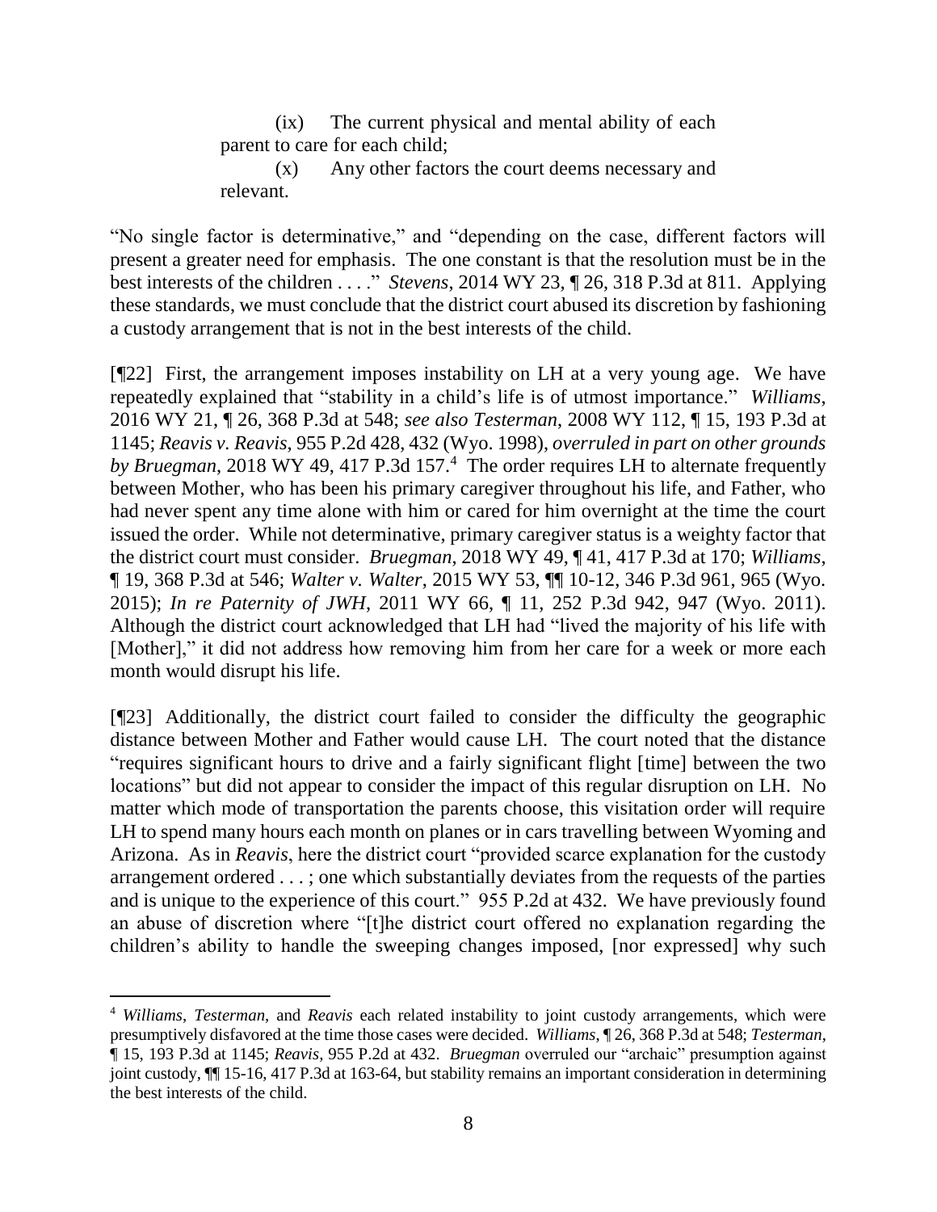> (ix) The current physical and mental ability of each parent to care for each child;
>
> (x) Any other factors the court deems necessary and relevant.

"No single factor is determinative," and "depending on the case, different factors will present a greater need for emphasis. The one constant is that the resolution must be in the best interests of the children . . . ." *Stevens*, 2014 WY 23, ¶ 26, 318 P.3d at 811. Applying these standards, we must conclude that the district court abused its discretion by fashioning a custody arrangement that is not in the best interests of the child.

[¶22] First, the arrangement imposes instability on LH at a very young age. We have repeatedly explained that "stability in a child's life is of utmost importance." *Williams*, 2016 WY 21, ¶ 26, 368 P.3d at 548; *see also Testerman*, 2008 WY 112, ¶ 15, 193 P.3d at 1145; *Reavis v. Reavis*, 955 P.2d 428, 432 (Wyo. 1998), *overruled in part on other grounds by Bruegman*, 2018 WY 49, 417 P.3d 157.[4] The order requires LH to alternate frequently between Mother, who has been his primary caregiver throughout his life, and Father, who had never spent any time alone with him or cared for him overnight at the time the court issued the order. While not determinative, primary caregiver status is a weighty factor that the district court must consider. *Bruegman*, 2018 WY 49, ¶ 41, 417 P.3d at 170; *Williams*, ¶ 19, 368 P.3d at 546; *Walter v. Walter*, 2015 WY 53, ¶¶ 10-12, 346 P.3d 961, 965 (Wyo. 2015); *In re Paternity of JWH*, 2011 WY 66, ¶ 11, 252 P.3d 942, 947 (Wyo. 2011). Although the district court acknowledged that LH had "lived the majority of his life with [Mother]," it did not address how removing him from her care for a week or more each month would disrupt his life.

[¶23] Additionally, the district court failed to consider the difficulty the geographic distance between Mother and Father would cause LH. The court noted that the distance "requires significant hours to drive and a fairly significant flight [time] between the two locations" but did not appear to consider the impact of this regular disruption on LH. No matter which mode of transportation the parents choose, this visitation order will require LH to spend many hours each month on planes or in cars travelling between Wyoming and Arizona. As in *Reavis*, here the district court "provided scarce explanation for the custody arrangement ordered . . . ; one which substantially deviates from the requests of the parties and is unique to the experience of this court." 955 P.2d at 432. We have previously found an abuse of discretion where "[t]he district court offered no explanation regarding the children's ability to handle the sweeping changes imposed, [nor expressed] why such

---

[4] *Williams*, *Testerman*, and *Reavis* each related instability to joint custody arrangements, which were presumptively disfavored at the time those cases were decided. *Williams*, ¶ 26, 368 P.3d at 548; *Testerman*, ¶ 15, 193 P.3d at 1145; *Reavis*, 955 P.2d at 432. *Bruegman* overruled our "archaic" presumption against joint custody, ¶¶ 15-16, 417 P.3d at 163-64, but stability remains an important consideration in determining the best interests of the child.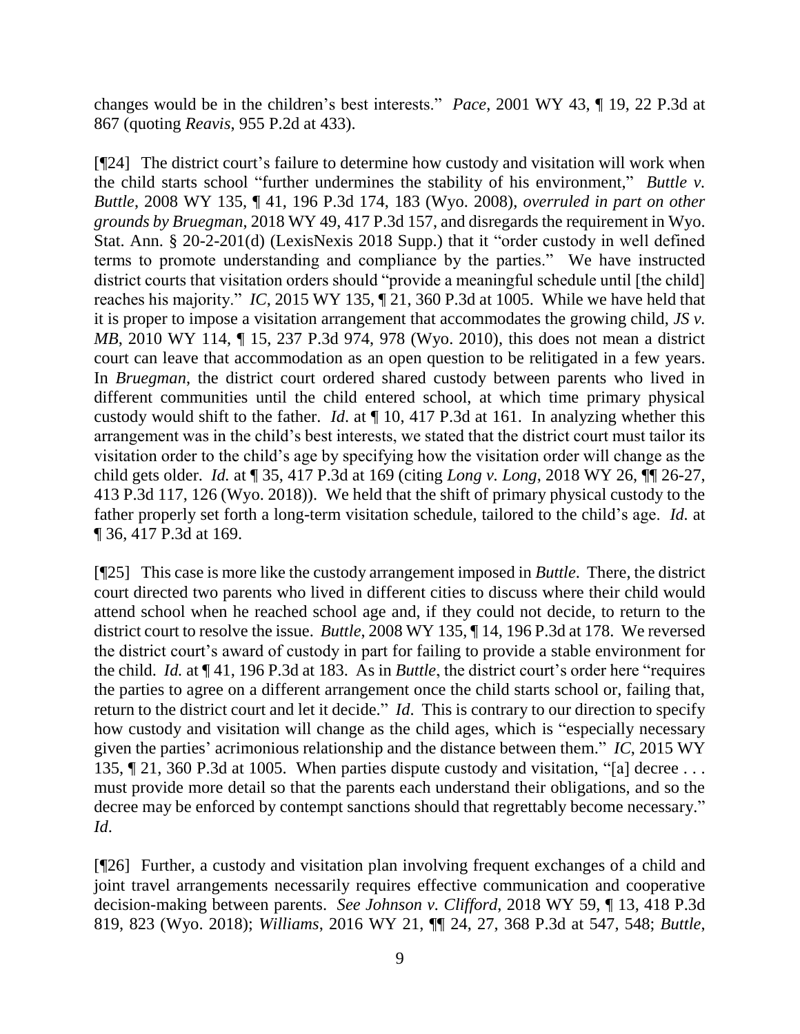changes would be in the children's best interests." *Pace*, 2001 WY 43, ¶ 19, 22 P.3d at 867 (quoting *Reavis*, 955 P.2d at 433).

[¶24] The district court's failure to determine how custody and visitation will work when the child starts school "further undermines the stability of his environment," *Buttle v. Buttle*, 2008 WY 135, ¶ 41, 196 P.3d 174, 183 (Wyo. 2008), *overruled in part on other grounds by Bruegman*, 2018 WY 49, 417 P.3d 157, and disregards the requirement in Wyo. Stat. Ann. § 20-2-201(d) (LexisNexis 2018 Supp.) that it "order custody in well defined terms to promote understanding and compliance by the parties." We have instructed district courts that visitation orders should "provide a meaningful schedule until [the child] reaches his majority." *IC*, 2015 WY 135, ¶ 21, 360 P.3d at 1005. While we have held that it is proper to impose a visitation arrangement that accommodates the growing child, *JS v. MB*, 2010 WY 114, ¶ 15, 237 P.3d 974, 978 (Wyo. 2010), this does not mean a district court can leave that accommodation as an open question to be relitigated in a few years. In *Bruegman*, the district court ordered shared custody between parents who lived in different communities until the child entered school, at which time primary physical custody would shift to the father. *Id.* at ¶ 10, 417 P.3d at 161. In analyzing whether this arrangement was in the child's best interests, we stated that the district court must tailor its visitation order to the child's age by specifying how the visitation order will change as the child gets older. *Id.* at ¶ 35, 417 P.3d at 169 (citing *Long v. Long*, 2018 WY 26, ¶¶ 26-27, 413 P.3d 117, 126 (Wyo. 2018)). We held that the shift of primary physical custody to the father properly set forth a long-term visitation schedule, tailored to the child's age. *Id.* at ¶ 36, 417 P.3d at 169.

[¶25] This case is more like the custody arrangement imposed in *Buttle*. There, the district court directed two parents who lived in different cities to discuss where their child would attend school when he reached school age and, if they could not decide, to return to the district court to resolve the issue. *Buttle*, 2008 WY 135, ¶ 14, 196 P.3d at 178. We reversed the district court's award of custody in part for failing to provide a stable environment for the child. *Id.* at ¶ 41, 196 P.3d at 183. As in *Buttle*, the district court's order here "requires the parties to agree on a different arrangement once the child starts school or, failing that, return to the district court and let it decide." *Id*. This is contrary to our direction to specify how custody and visitation will change as the child ages, which is "especially necessary given the parties' acrimonious relationship and the distance between them." *IC*, 2015 WY 135, ¶ 21, 360 P.3d at 1005. When parties dispute custody and visitation, "[a] decree . . . must provide more detail so that the parents each understand their obligations, and so the decree may be enforced by contempt sanctions should that regrettably become necessary." *Id*.

[¶26] Further, a custody and visitation plan involving frequent exchanges of a child and joint travel arrangements necessarily requires effective communication and cooperative decision-making between parents. *See Johnson v. Clifford*, 2018 WY 59, ¶ 13, 418 P.3d 819, 823 (Wyo. 2018); *Williams*, 2016 WY 21, ¶¶ 24, 27, 368 P.3d at 547, 548; *Buttle*,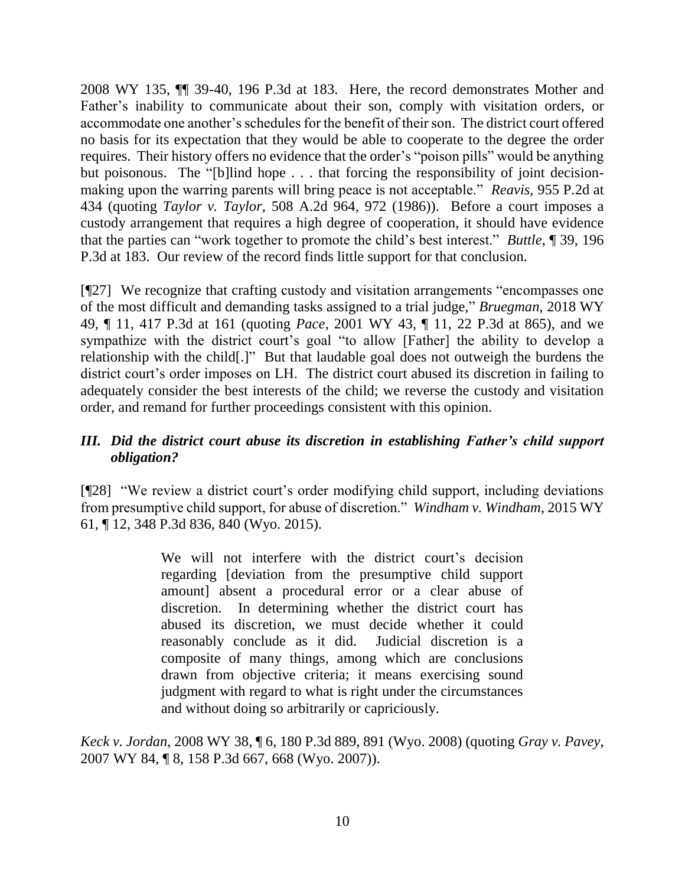2008 WY 135, ¶¶ 39-40, 196 P.3d at 183. Here, the record demonstrates Mother and Father's inability to communicate about their son, comply with visitation orders, or accommodate one another's schedules for the benefit of their son. The district court offered no basis for its expectation that they would be able to cooperate to the degree the order requires. Their history offers no evidence that the order's "poison pills" would be anything but poisonous. The "[b]lind hope . . . that forcing the responsibility of joint decision-making upon the warring parents will bring peace is not acceptable." *Reavis*, 955 P.2d at 434 (quoting *Taylor v. Taylor*, 508 A.2d 964, 972 (1986)). Before a court imposes a custody arrangement that requires a high degree of cooperation, it should have evidence that the parties can "work together to promote the child's best interest." *Buttle*, ¶ 39, 196 P.3d at 183. Our review of the record finds little support for that conclusion.

[¶27] We recognize that crafting custody and visitation arrangements "encompasses one of the most difficult and demanding tasks assigned to a trial judge," *Bruegman*, 2018 WY 49, ¶ 11, 417 P.3d at 161 (quoting *Pace*, 2001 WY 43, ¶ 11, 22 P.3d at 865), and we sympathize with the district court's goal "to allow [Father] the ability to develop a relationship with the child[.]" But that laudable goal does not outweigh the burdens the district court's order imposes on LH. The district court abused its discretion in failing to adequately consider the best interests of the child; we reverse the custody and visitation order, and remand for further proceedings consistent with this opinion.

### *III. Did the district court abuse its discretion in establishing Father's child support obligation?*

[¶28] "We review a district court's order modifying child support, including deviations from presumptive child support, for abuse of discretion." *Windham v. Windham*, 2015 WY 61, ¶ 12, 348 P.3d 836, 840 (Wyo. 2015).

> We will not interfere with the district court's decision regarding [deviation from the presumptive child support amount] absent a procedural error or a clear abuse of discretion. In determining whether the district court has abused its discretion, we must decide whether it could reasonably conclude as it did. Judicial discretion is a composite of many things, among which are conclusions drawn from objective criteria; it means exercising sound judgment with regard to what is right under the circumstances and without doing so arbitrarily or capriciously.

*Keck v. Jordan*, 2008 WY 38, ¶ 6, 180 P.3d 889, 891 (Wyo. 2008) (quoting *Gray v. Pavey*, 2007 WY 84, ¶ 8, 158 P.3d 667, 668 (Wyo. 2007)).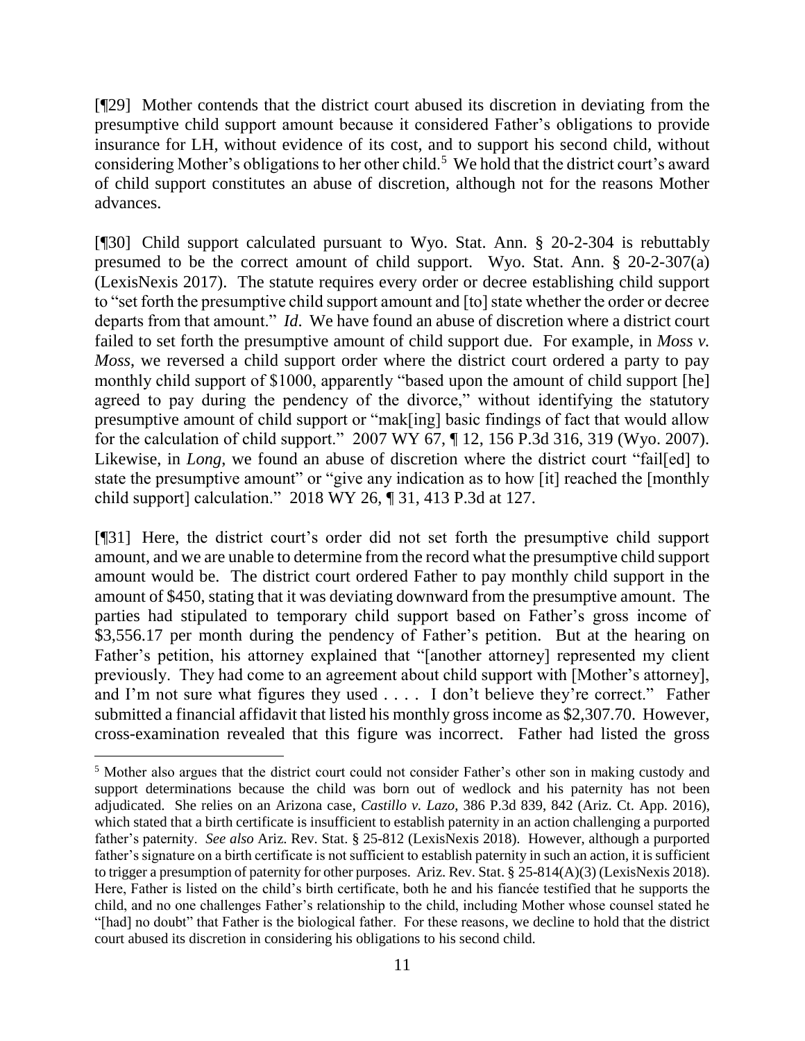[¶29] Mother contends that the district court abused its discretion in deviating from the presumptive child support amount because it considered Father's obligations to provide insurance for LH, without evidence of its cost, and to support his second child, without considering Mother's obligations to her other child.[5] We hold that the district court's award of child support constitutes an abuse of discretion, although not for the reasons Mother advances.

[¶30] Child support calculated pursuant to Wyo. Stat. Ann. § 20-2-304 is rebuttably presumed to be the correct amount of child support. Wyo. Stat. Ann. § 20-2-307(a) (LexisNexis 2017). The statute requires every order or decree establishing child support to "set forth the presumptive child support amount and [to] state whether the order or decree departs from that amount." *Id*. We have found an abuse of discretion where a district court failed to set forth the presumptive amount of child support due. For example, in *Moss v. Moss*, we reversed a child support order where the district court ordered a party to pay monthly child support of $1000, apparently "based upon the amount of child support [he] agreed to pay during the pendency of the divorce," without identifying the statutory presumptive amount of child support or "mak[ing] basic findings of fact that would allow for the calculation of child support." 2007 WY 67, ¶ 12, 156 P.3d 316, 319 (Wyo. 2007). Likewise, in *Long*, we found an abuse of discretion where the district court "fail[ed] to state the presumptive amount" or "give any indication as to how [it] reached the [monthly child support] calculation." 2018 WY 26, ¶ 31, 413 P.3d at 127.

[¶31] Here, the district court's order did not set forth the presumptive child support amount, and we are unable to determine from the record what the presumptive child support amount would be. The district court ordered Father to pay monthly child support in the amount of $450, stating that it was deviating downward from the presumptive amount. The parties had stipulated to temporary child support based on Father's gross income of $3,556.17 per month during the pendency of Father's petition. But at the hearing on Father's petition, his attorney explained that "[another attorney] represented my client previously. They had come to an agreement about child support with [Mother's attorney], and I'm not sure what figures they used . . . . I don't believe they're correct." Father submitted a financial affidavit that listed his monthly gross income as $2,307.70. However, cross-examination revealed that this figure was incorrect. Father had listed the gross

---

[5] Mother also argues that the district court could not consider Father's other son in making custody and support determinations because the child was born out of wedlock and his paternity has not been adjudicated. She relies on an Arizona case, *Castillo v. Lazo*, 386 P.3d 839, 842 (Ariz. Ct. App. 2016), which stated that a birth certificate is insufficient to establish paternity in an action challenging a purported father's paternity. *See also* Ariz. Rev. Stat. § 25-812 (LexisNexis 2018). However, although a purported father's signature on a birth certificate is not sufficient to establish paternity in such an action, it is sufficient to trigger a presumption of paternity for other purposes. Ariz. Rev. Stat. § 25-814(A)(3) (LexisNexis 2018). Here, Father is listed on the child's birth certificate, both he and his fiancée testified that he supports the child, and no one challenges Father's relationship to the child, including Mother whose counsel stated he "[had] no doubt" that Father is the biological father. For these reasons, we decline to hold that the district court abused its discretion in considering his obligations to his second child.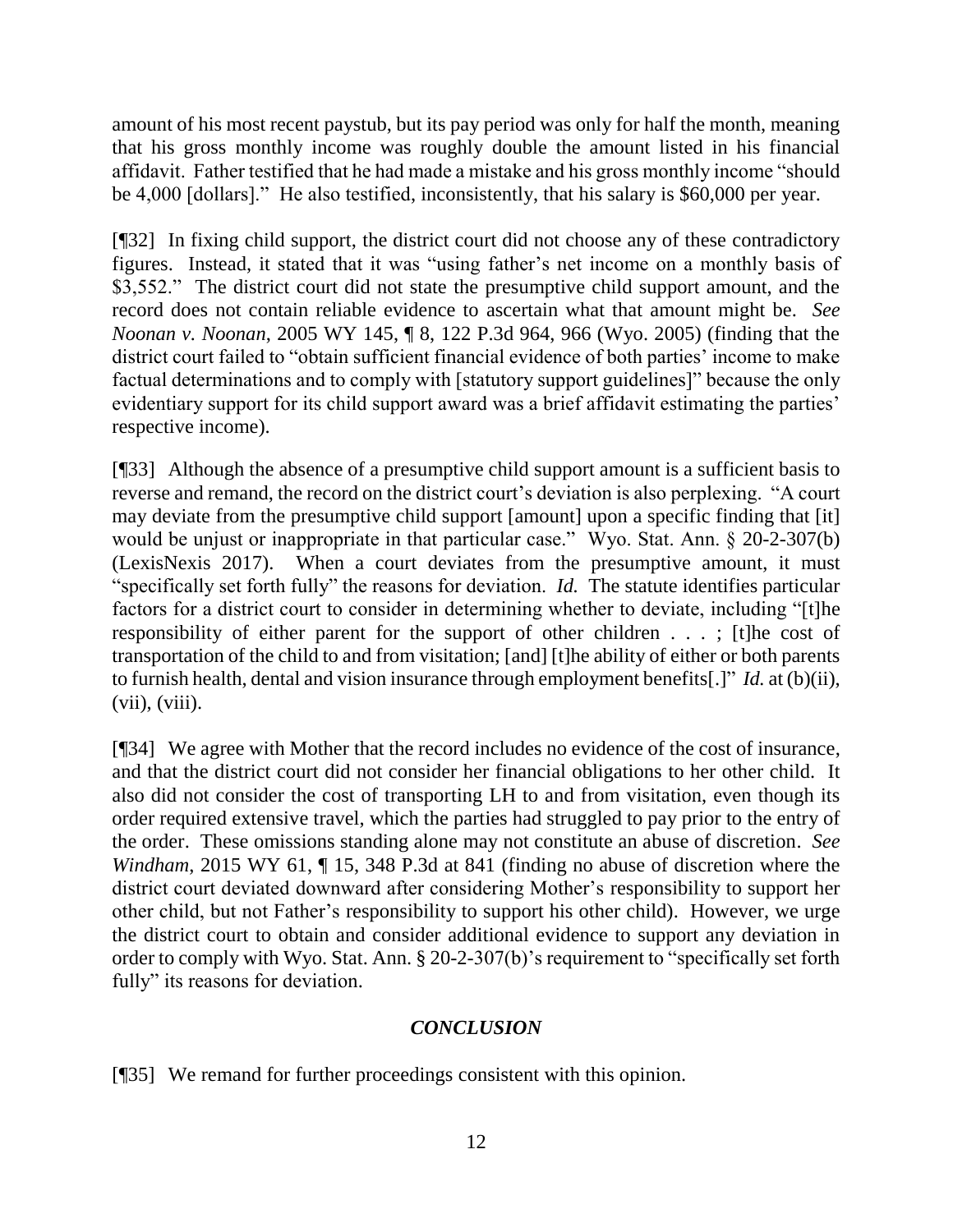amount of his most recent paystub, but its pay period was only for half the month, meaning that his gross monthly income was roughly double the amount listed in his financial affidavit. Father testified that he had made a mistake and his gross monthly income "should be 4,000 [dollars]." He also testified, inconsistently, that his salary is $60,000 per year.

[¶32] In fixing child support, the district court did not choose any of these contradictory figures. Instead, it stated that it was "using father's net income on a monthly basis of $3,552." The district court did not state the presumptive child support amount, and the record does not contain reliable evidence to ascertain what that amount might be. *See Noonan v. Noonan*, 2005 WY 145, ¶ 8, 122 P.3d 964, 966 (Wyo. 2005) (finding that the district court failed to "obtain sufficient financial evidence of both parties' income to make factual determinations and to comply with [statutory support guidelines]" because the only evidentiary support for its child support award was a brief affidavit estimating the parties' respective income).

[¶33] Although the absence of a presumptive child support amount is a sufficient basis to reverse and remand, the record on the district court's deviation is also perplexing. "A court may deviate from the presumptive child support [amount] upon a specific finding that [it] would be unjust or inappropriate in that particular case." Wyo. Stat. Ann. § 20-2-307(b) (LexisNexis 2017). When a court deviates from the presumptive amount, it must "specifically set forth fully" the reasons for deviation. *Id.* The statute identifies particular factors for a district court to consider in determining whether to deviate, including "[t]he responsibility of either parent for the support of other children . . . ; [t]he cost of transportation of the child to and from visitation; [and] [t]he ability of either or both parents to furnish health, dental and vision insurance through employment benefits[.]" *Id.* at (b)(ii), (vii), (viii).

[¶34] We agree with Mother that the record includes no evidence of the cost of insurance, and that the district court did not consider her financial obligations to her other child. It also did not consider the cost of transporting LH to and from visitation, even though its order required extensive travel, which the parties had struggled to pay prior to the entry of the order. These omissions standing alone may not constitute an abuse of discretion. *See Windham*, 2015 WY 61, ¶ 15, 348 P.3d at 841 (finding no abuse of discretion where the district court deviated downward after considering Mother's responsibility to support her other child, but not Father's responsibility to support his other child). However, we urge the district court to obtain and consider additional evidence to support any deviation in order to comply with Wyo. Stat. Ann. § 20-2-307(b)'s requirement to "specifically set forth fully" its reasons for deviation.

## *CONCLUSION*

[¶35] We remand for further proceedings consistent with this opinion.